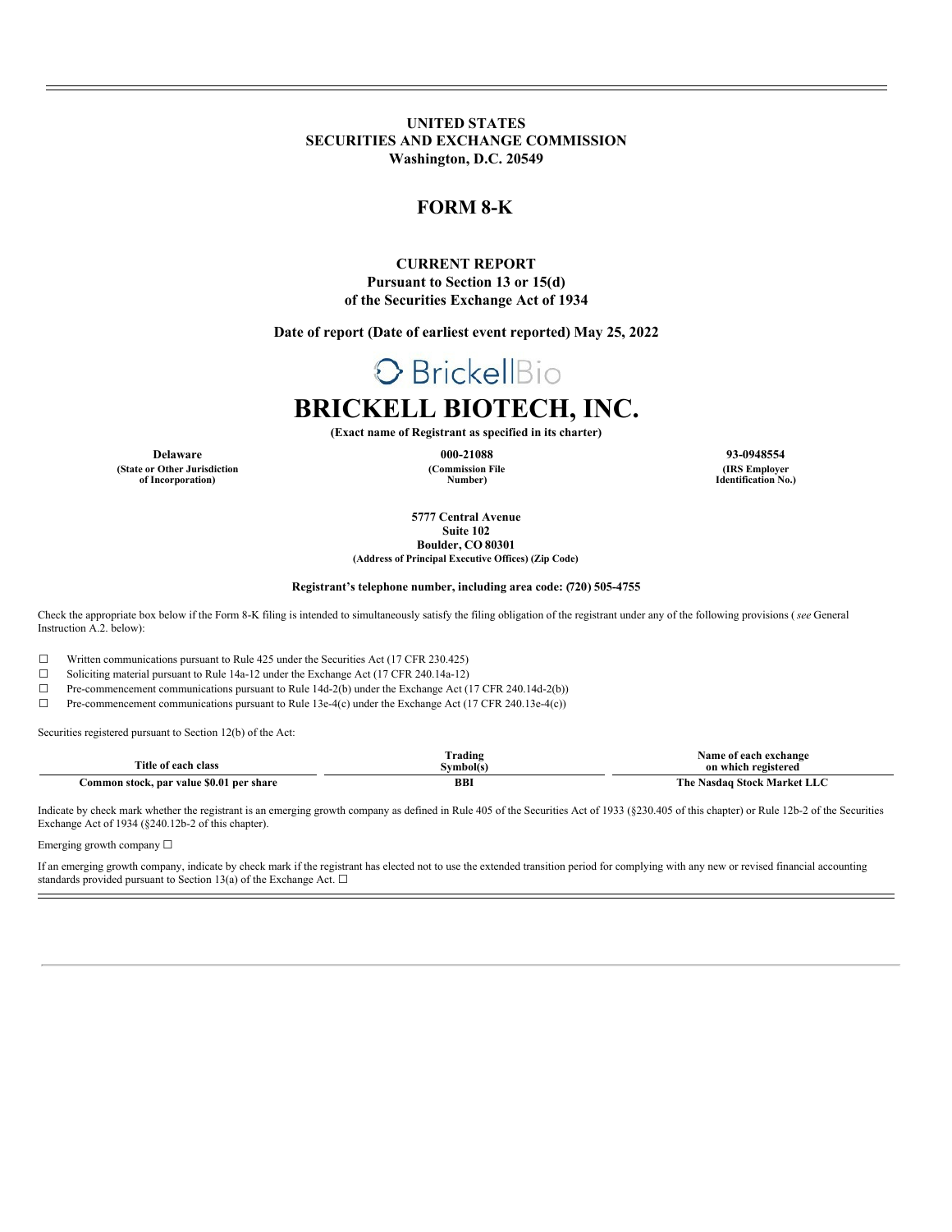# UNITED STATES
# SECURITIES AND EXCHANGE COMMISSION
**Washington, D.C. 20549**

## FORM 8-K

**CURRENT REPORT**
**Pursuant to Section 13 or 15(d)**
**of the Securities Exchange Act of 1934**

**Date of report (Date of earliest event reported) May 25, 2022**

BrickellBio

# BRICKELL BIOTECH, INC.

**(Exact name of Registrant as specified in its charter)**

| Delaware | 000-21088 | 93-0948554 |
|---|---|---|
| (State or Other Jurisdiction of Incorporation) | (Commission File Number) | (IRS Employer Identification No.) |

**5777 Central Avenue**
**Suite 102**
**Boulder, CO 80301**
**(Address of Principal Executive Offices) (Zip Code)**

**Registrant's telephone number, including area code: (720) 505-4755**

Check the appropriate box below if the Form 8-K filing is intended to simultaneously satisfy the filing obligation of the registrant under any of the following provisions (*see* General Instruction A.2. below):

☐ Written communications pursuant to Rule 425 under the Securities Act (17 CFR 230.425)

☐ Soliciting material pursuant to Rule 14a-12 under the Exchange Act (17 CFR 240.14a-12)

☐ Pre-commencement communications pursuant to Rule 14d-2(b) under the Exchange Act (17 CFR 240.14d-2(b))

☐ Pre-commencement communications pursuant to Rule 13e-4(c) under the Exchange Act (17 CFR 240.13e-4(c))

Securities registered pursuant to Section 12(b) of the Act:

| Title of each class | Trading Symbol(s) | Name of each exchange on which registered |
|---|---|---|
| Common stock, par value $0.01 per share | BBI | The Nasdaq Stock Market LLC |

Indicate by check mark whether the registrant is an emerging growth company as defined in Rule 405 of the Securities Act of 1933 (§230.405 of this chapter) or Rule 12b-2 of the Securities Exchange Act of 1934 (§240.12b-2 of this chapter).

Emerging growth company ☐

If an emerging growth company, indicate by check mark if the registrant has elected not to use the extended transition period for complying with any new or revised financial accounting standards provided pursuant to Section 13(a) of the Exchange Act. ☐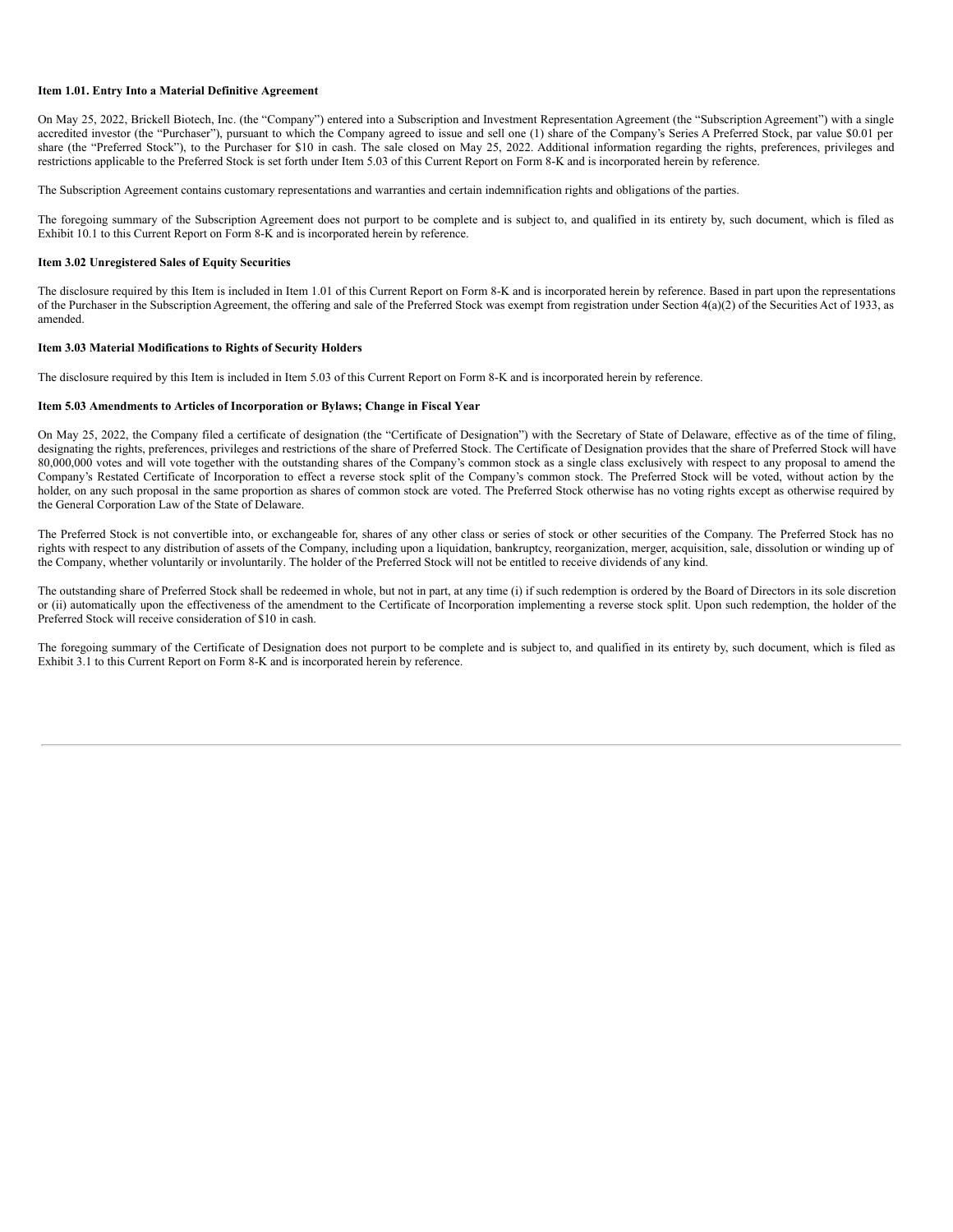**Item 1.01. Entry Into a Material Definitive Agreement**

On May 25, 2022, Brickell Biotech, Inc. (the "Company") entered into a Subscription and Investment Representation Agreement (the "Subscription Agreement") with a single accredited investor (the "Purchaser"), pursuant to which the Company agreed to issue and sell one (1) share of the Company's Series A Preferred Stock, par value $0.01 per share (the "Preferred Stock"), to the Purchaser for $10 in cash. The sale closed on May 25, 2022. Additional information regarding the rights, preferences, privileges and restrictions applicable to the Preferred Stock is set forth under Item 5.03 of this Current Report on Form 8-K and is incorporated herein by reference.

The Subscription Agreement contains customary representations and warranties and certain indemnification rights and obligations of the parties.

The foregoing summary of the Subscription Agreement does not purport to be complete and is subject to, and qualified in its entirety by, such document, which is filed as Exhibit 10.1 to this Current Report on Form 8-K and is incorporated herein by reference.

**Item 3.02 Unregistered Sales of Equity Securities**

The disclosure required by this Item is included in Item 1.01 of this Current Report on Form 8-K and is incorporated herein by reference. Based in part upon the representations of the Purchaser in the Subscription Agreement, the offering and sale of the Preferred Stock was exempt from registration under Section 4(a)(2) of the Securities Act of 1933, as amended.

**Item 3.03 Material Modifications to Rights of Security Holders**

The disclosure required by this Item is included in Item 5.03 of this Current Report on Form 8-K and is incorporated herein by reference.

**Item 5.03 Amendments to Articles of Incorporation or Bylaws; Change in Fiscal Year**

On May 25, 2022, the Company filed a certificate of designation (the "Certificate of Designation") with the Secretary of State of Delaware, effective as of the time of filing, designating the rights, preferences, privileges and restrictions of the share of Preferred Stock. The Certificate of Designation provides that the share of Preferred Stock will have 80,000,000 votes and will vote together with the outstanding shares of the Company's common stock as a single class exclusively with respect to any proposal to amend the Company's Restated Certificate of Incorporation to effect a reverse stock split of the Company's common stock. The Preferred Stock will be voted, without action by the holder, on any such proposal in the same proportion as shares of common stock are voted. The Preferred Stock otherwise has no voting rights except as otherwise required by the General Corporation Law of the State of Delaware.

The Preferred Stock is not convertible into, or exchangeable for, shares of any other class or series of stock or other securities of the Company. The Preferred Stock has no rights with respect to any distribution of assets of the Company, including upon a liquidation, bankruptcy, reorganization, merger, acquisition, sale, dissolution or winding up of the Company, whether voluntarily or involuntarily. The holder of the Preferred Stock will not be entitled to receive dividends of any kind.

The outstanding share of Preferred Stock shall be redeemed in whole, but not in part, at any time (i) if such redemption is ordered by the Board of Directors in its sole discretion or (ii) automatically upon the effectiveness of the amendment to the Certificate of Incorporation implementing a reverse stock split. Upon such redemption, the holder of the Preferred Stock will receive consideration of $10 in cash.

The foregoing summary of the Certificate of Designation does not purport to be complete and is subject to, and qualified in its entirety by, such document, which is filed as Exhibit 3.1 to this Current Report on Form 8-K and is incorporated herein by reference.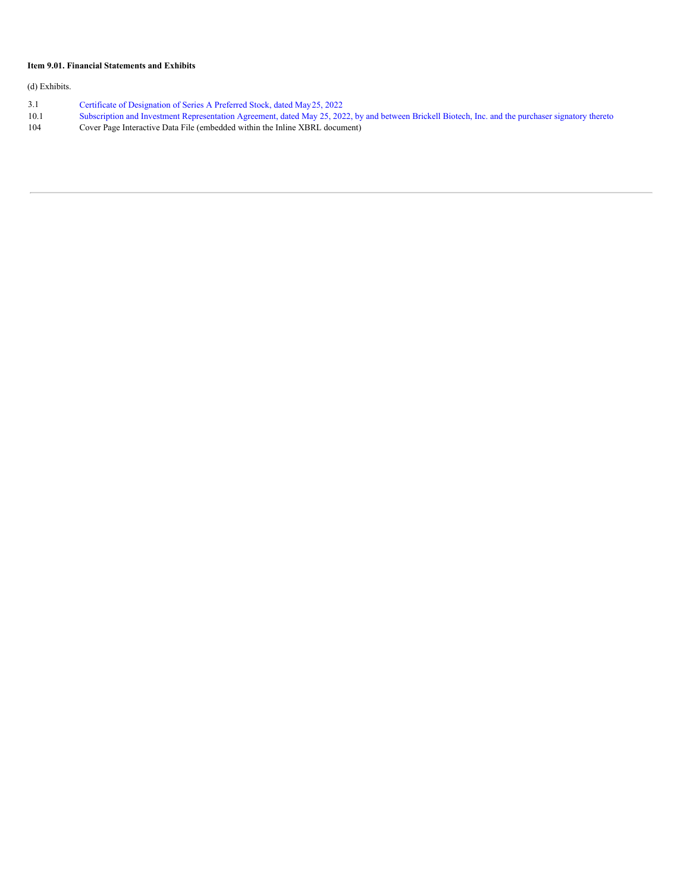**Item 9.01. Financial Statements and Exhibits**

(d) Exhibits.

| | |
|---|---|
| 3.1 | Certificate of Designation of Series A Preferred Stock, dated May25, 2022 |
| 10.1 | Subscription and Investment Representation Agreement, dated May 25, 2022, by and between Brickell Biotech, Inc. and the purchaser signatory thereto |
| 104 | Cover Page Interactive Data File (embedded within the Inline XBRL document) |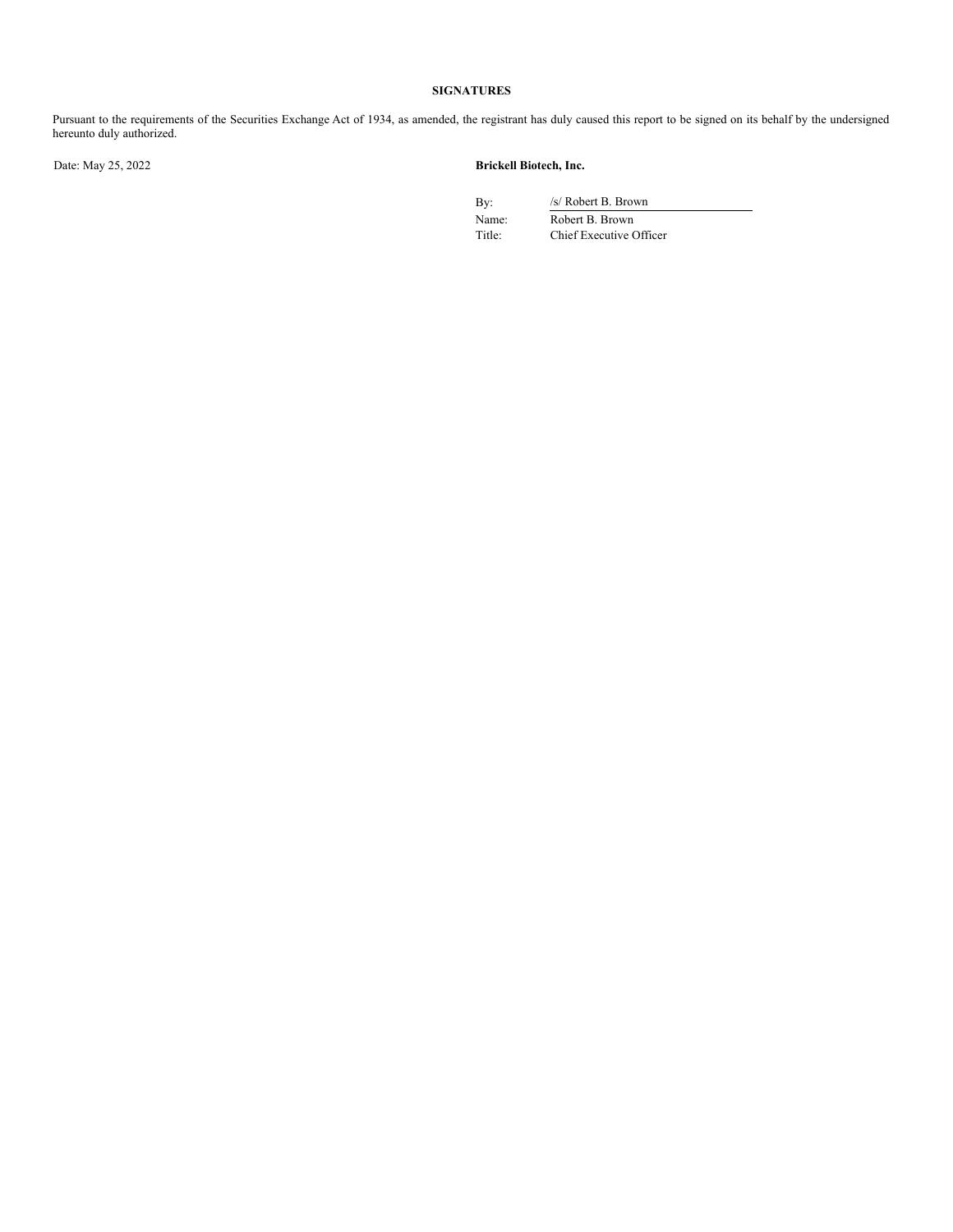**SIGNATURES**

Pursuant to the requirements of the Securities Exchange Act of 1934, as amended, the registrant has duly caused this report to be signed on its behalf by the undersigned hereunto duly authorized.

Date: May 25, 2022

**Brickell Biotech, Inc.**

| | |
|---|---|
| By: | /s/ Robert B. Brown |
| Name: | Robert B. Brown |
| Title: | Chief Executive Officer |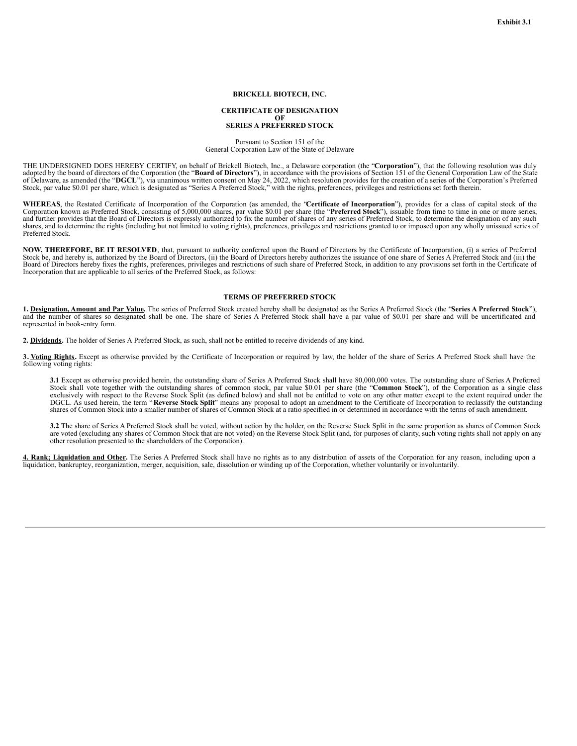**Exhibit 3.1**

**BRICKELL BIOTECH, INC.**

**CERTIFICATE OF DESIGNATION**
**OF**
**SERIES A PREFERRED STOCK**

Pursuant to Section 151 of the
General Corporation Law of the State of Delaware

THE UNDERSIGNED DOES HEREBY CERTIFY, on behalf of Brickell Biotech, Inc., a Delaware corporation (the "**Corporation**"), that the following resolution was duly adopted by the board of directors of the Corporation (the "**Board of Directors**"), in accordance with the provisions of Section 151 of the General Corporation Law of the State of Delaware, as amended (the "**DGCL**"), via unanimous written consent on May 24, 2022, which resolution provides for the creation of a series of the Corporation's Preferred Stock, par value $0.01 per share, which is designated as "Series A Preferred Stock," with the rights, preferences, privileges and restrictions set forth therein.

**WHEREAS**, the Restated Certificate of Incorporation of the Corporation (as amended, the "**Certificate of Incorporation**"), provides for a class of capital stock of the Corporation known as Preferred Stock, consisting of 5,000,000 shares, par value $0.01 per share (the "**Preferred Stock**"), issuable from time to time in one or more series, and further provides that the Board of Directors is expressly authorized to fix the number of shares of any series of Preferred Stock, to determine the designation of any such shares, and to determine the rights (including but not limited to voting rights), preferences, privileges and restrictions granted to or imposed upon any wholly unissued series of Preferred Stock.

**NOW, THEREFORE, BE IT RESOLVED**, that, pursuant to authority conferred upon the Board of Directors by the Certificate of Incorporation, (i) a series of Preferred Stock be, and hereby is, authorized by the Board of Directors, (ii) the Board of Directors hereby authorizes the issuance of one share of Series A Preferred Stock and (iii) the Board of Directors hereby fixes the rights, preferences, privileges and restrictions of such share of Preferred Stock, in addition to any provisions set forth in the Certificate of Incorporation that are applicable to all series of the Preferred Stock, as follows:

**TERMS OF PREFERRED STOCK**

**1. <u>Designation, Amount and Par Value</u>.** The series of Preferred Stock created hereby shall be designated as the Series A Preferred Stock (the "**Series A Preferred Stock**"), and the number of shares so designated shall be one. The share of Series A Preferred Stock shall have a par value of $0.01 per share and will be uncertificated and represented in book-entry form.

**2. <u>Dividends</u>.** The holder of Series A Preferred Stock, as such, shall not be entitled to receive dividends of any kind.

**3. <u>Voting Rights</u>.** Except as otherwise provided by the Certificate of Incorporation or required by law, the holder of the share of Series A Preferred Stock shall have the following voting rights:

> **3.1** Except as otherwise provided herein, the outstanding share of Series A Preferred Stock shall have 80,000,000 votes. The outstanding share of Series A Preferred Stock shall vote together with the outstanding shares of common stock, par value $0.01 per share (the "**Common Stock**"), of the Corporation as a single class exclusively with respect to the Reverse Stock Split (as defined below) and shall not be entitled to vote on any other matter except to the extent required under the DGCL. As used herein, the term "**Reverse Stock Split**" means any proposal to adopt an amendment to the Certificate of Incorporation to reclassify the outstanding shares of Common Stock into a smaller number of shares of Common Stock at a ratio specified in or determined in accordance with the terms of such amendment.
>
> **3.2** The share of Series A Preferred Stock shall be voted, without action by the holder, on the Reverse Stock Split in the same proportion as shares of Common Stock are voted (excluding any shares of Common Stock that are not voted) on the Reverse Stock Split (and, for purposes of clarity, such voting rights shall not apply on any other resolution presented to the shareholders of the Corporation).

**4. <u>Rank; Liquidation and Other</u>.** The Series A Preferred Stock shall have no rights as to any distribution of assets of the Corporation for any reason, including upon a liquidation, bankruptcy, reorganization, merger, acquisition, sale, dissolution or winding up of the Corporation, whether voluntarily or involuntarily.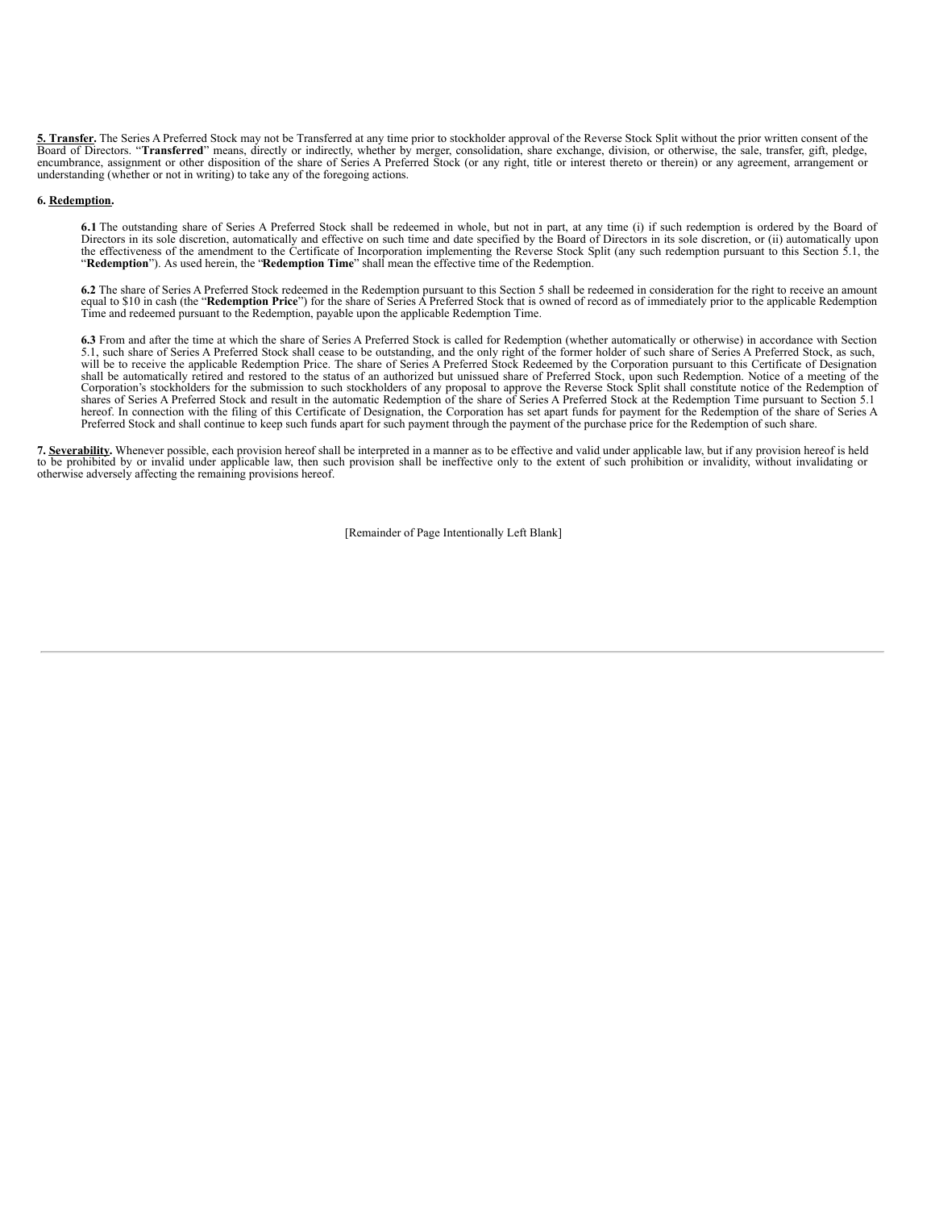**5. Transfer.** The Series A Preferred Stock may not be Transferred at any time prior to stockholder approval of the Reverse Stock Split without the prior written consent of the Board of Directors. "**Transferred**" means, directly or indirectly, whether by merger, consolidation, share exchange, division, or otherwise, the sale, transfer, gift, pledge, encumbrance, assignment or other disposition of the share of Series A Preferred Stock (or any right, title or interest thereto or therein) or any agreement, arrangement or understanding (whether or not in writing) to take any of the foregoing actions.

**6. Redemption.**

**6.1** The outstanding share of Series A Preferred Stock shall be redeemed in whole, but not in part, at any time (i) if such redemption is ordered by the Board of Directors in its sole discretion, automatically and effective on such time and date specified by the Board of Directors in its sole discretion, or (ii) automatically upon the effectiveness of the amendment to the Certificate of Incorporation implementing the Reverse Stock Split (any such redemption pursuant to this Section 5.1, the "**Redemption**"). As used herein, the "**Redemption Time**" shall mean the effective time of the Redemption.

**6.2** The share of Series A Preferred Stock redeemed in the Redemption pursuant to this Section 5 shall be redeemed in consideration for the right to receive an amount equal to $10 in cash (the "**Redemption Price**") for the share of Series A Preferred Stock that is owned of record as of immediately prior to the applicable Redemption Time and redeemed pursuant to the Redemption, payable upon the applicable Redemption Time.

**6.3** From and after the time at which the share of Series A Preferred Stock is called for Redemption (whether automatically or otherwise) in accordance with Section 5.1, such share of Series A Preferred Stock shall cease to be outstanding, and the only right of the former holder of such share of Series A Preferred Stock, as such, will be to receive the applicable Redemption Price. The share of Series A Preferred Stock Redeemed by the Corporation pursuant to this Certificate of Designation shall be automatically retired and restored to the status of an authorized but unissued share of Preferred Stock, upon such Redemption. Notice of a meeting of the Corporation's stockholders for the submission to such stockholders of any proposal to approve the Reverse Stock Split shall constitute notice of the Redemption of shares of Series A Preferred Stock and result in the automatic Redemption of the share of Series A Preferred Stock at the Redemption Time pursuant to Section 5.1 hereof. In connection with the filing of this Certificate of Designation, the Corporation has set apart funds for payment for the Redemption of the share of Series A Preferred Stock and shall continue to keep such funds apart for such payment through the payment of the purchase price for the Redemption of such share.

**7. Severability.** Whenever possible, each provision hereof shall be interpreted in a manner as to be effective and valid under applicable law, but if any provision hereof is held to be prohibited by or invalid under applicable law, then such provision shall be ineffective only to the extent of such prohibition or invalidity, without invalidating or otherwise adversely affecting the remaining provisions hereof.

[Remainder of Page Intentionally Left Blank]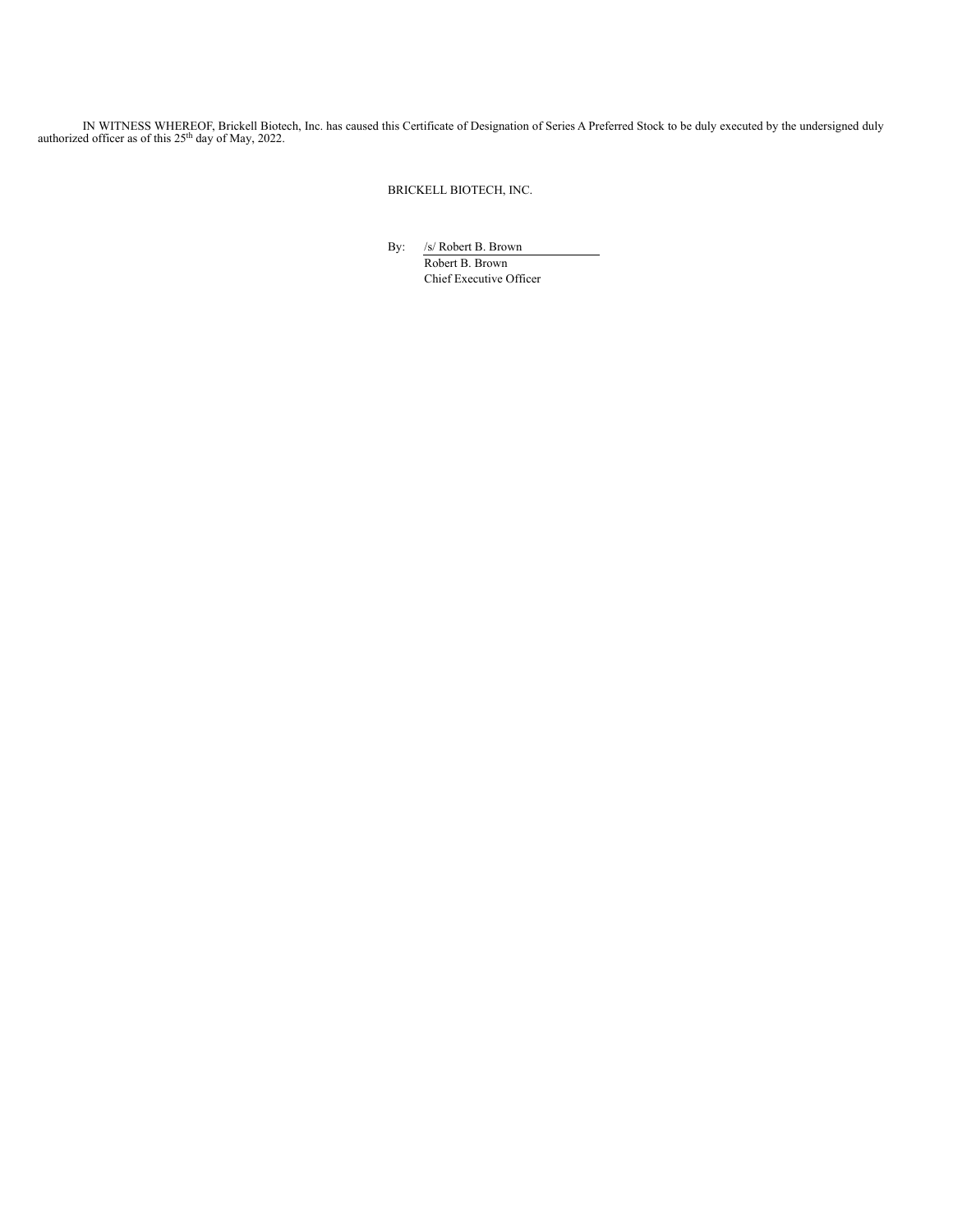IN WITNESS WHEREOF, Brickell Biotech, Inc. has caused this Certificate of Designation of Series A Preferred Stock to be duly executed by the undersigned duly authorized officer as of this 25th day of May, 2022.

BRICKELL BIOTECH, INC.

By: /s/ Robert B. Brown
Robert B. Brown
Chief Executive Officer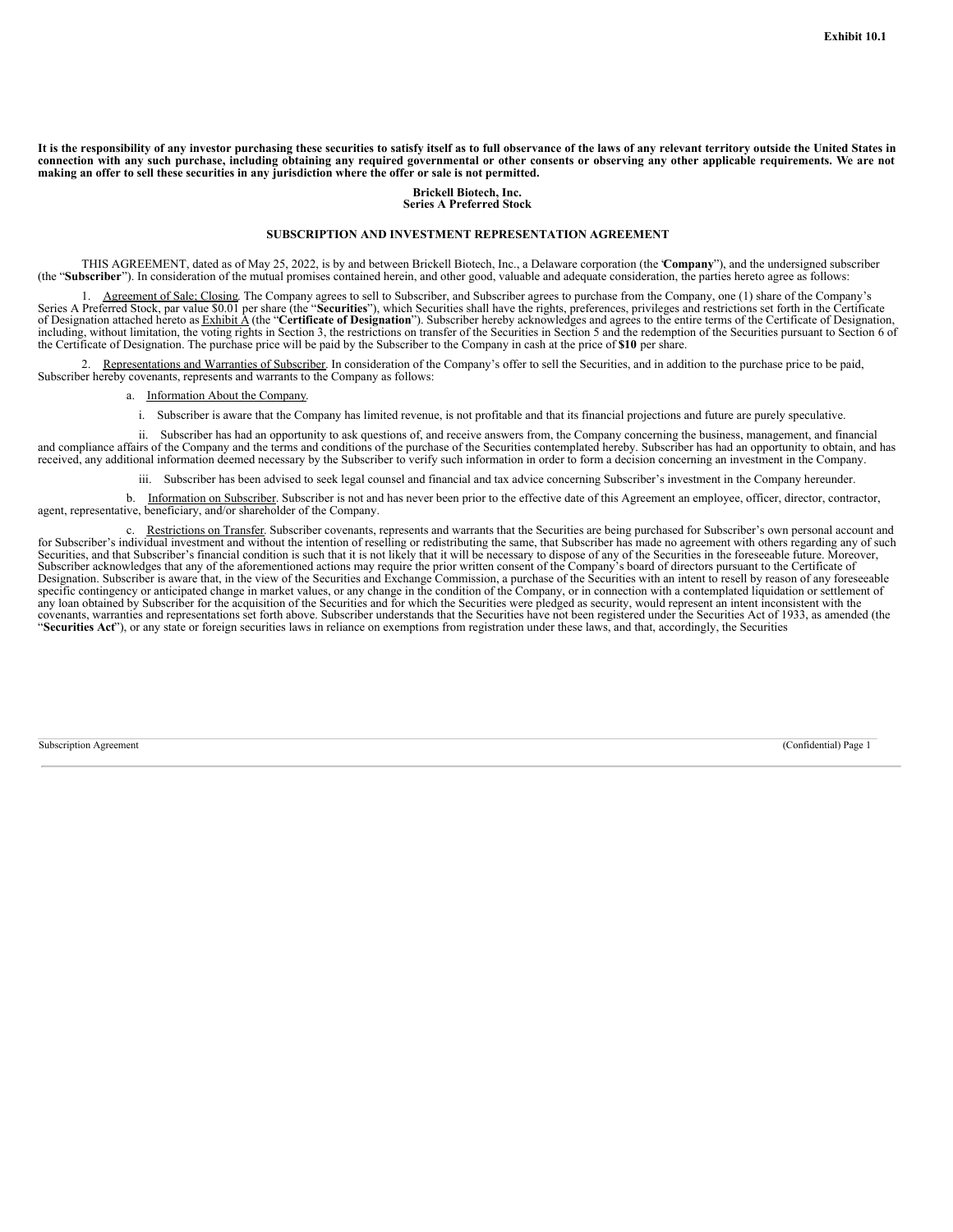**Exhibit 10.1**

**It is the responsibility of any investor purchasing these securities to satisfy itself as to full observance of the laws of any relevant territory outside the United States in connection with any such purchase, including obtaining any required governmental or other consents or observing any other applicable requirements. We are not making an offer to sell these securities in any jurisdiction where the offer or sale is not permitted.**

**Brickell Biotech, Inc.**
**Series A Preferred Stock**

**SUBSCRIPTION AND INVESTMENT REPRESENTATION AGREEMENT**

THIS AGREEMENT, dated as of May 25, 2022, is by and between Brickell Biotech, Inc., a Delaware corporation (the "**Company**"), and the undersigned subscriber (the "**Subscriber**"). In consideration of the mutual promises contained herein, and other good, valuable and adequate consideration, the parties hereto agree as follows:

1. Agreement of Sale; Closing. The Company agrees to sell to Subscriber, and Subscriber agrees to purchase from the Company, one (1) share of the Company's Series A Preferred Stock, par value $0.01 per share (the "**Securities**"), which Securities shall have the rights, preferences, privileges and restrictions set forth in the Certificate of Designation attached hereto as Exhibit A (the "**Certificate of Designation**"). Subscriber hereby acknowledges and agrees to the entire terms of the Certificate of Designation, including, without limitation, the voting rights in Section 3, the restrictions on transfer of the Securities in Section 5 and the redemption of the Securities pursuant to Section 6 of the Certificate of Designation. The purchase price will be paid by the Subscriber to the Company in cash at the price of **$10** per share.

2. Representations and Warranties of Subscriber. In consideration of the Company's offer to sell the Securities, and in addition to the purchase price to be paid, Subscriber hereby covenants, represents and warrants to the Company as follows:

a. Information About the Company.

i. Subscriber is aware that the Company has limited revenue, is not profitable and that its financial projections and future are purely speculative.

ii. Subscriber has had an opportunity to ask questions of, and receive answers from, the Company concerning the business, management, and financial and compliance affairs of the Company and the terms and conditions of the purchase of the Securities contemplated hereby. Subscriber has had an opportunity to obtain, and has received, any additional information deemed necessary by the Subscriber to verify such information in order to form a decision concerning an investment in the Company.

iii. Subscriber has been advised to seek legal counsel and financial and tax advice concerning Subscriber's investment in the Company hereunder.

b. Information on Subscriber. Subscriber is not and has never been prior to the effective date of this Agreement an employee, officer, director, contractor, agent, representative, beneficiary, and/or shareholder of the Company.

c. Restrictions on Transfer. Subscriber covenants, represents and warrants that the Securities are being purchased for Subscriber's own personal account and for Subscriber's individual investment and without the intention of reselling or redistributing the same, that Subscriber has made no agreement with others regarding any of such Securities, and that Subscriber's financial condition is such that it is not likely that it will be necessary to dispose of any of the Securities in the foreseeable future. Moreover, Subscriber acknowledges that any of the aforementioned actions may require the prior written consent of the Company's board of directors pursuant to the Certificate of Designation. Subscriber is aware that, in the view of the Securities and Exchange Commission, a purchase of the Securities with an intent to resell by reason of any foreseeable specific contingency or anticipated change in market values, or any change in the condition of the Company, or in connection with a contemplated liquidation or settlement of any loan obtained by Subscriber for the acquisition of the Securities and for which the Securities were pledged as security, would represent an intent inconsistent with the covenants, warranties and representations set forth above. Subscriber understands that the Securities have not been registered under the Securities Act of 1933, as amended (the "**Securities Act**"), or any state or foreign securities laws in reliance on exemptions from registration under these laws, and that, accordingly, the Securities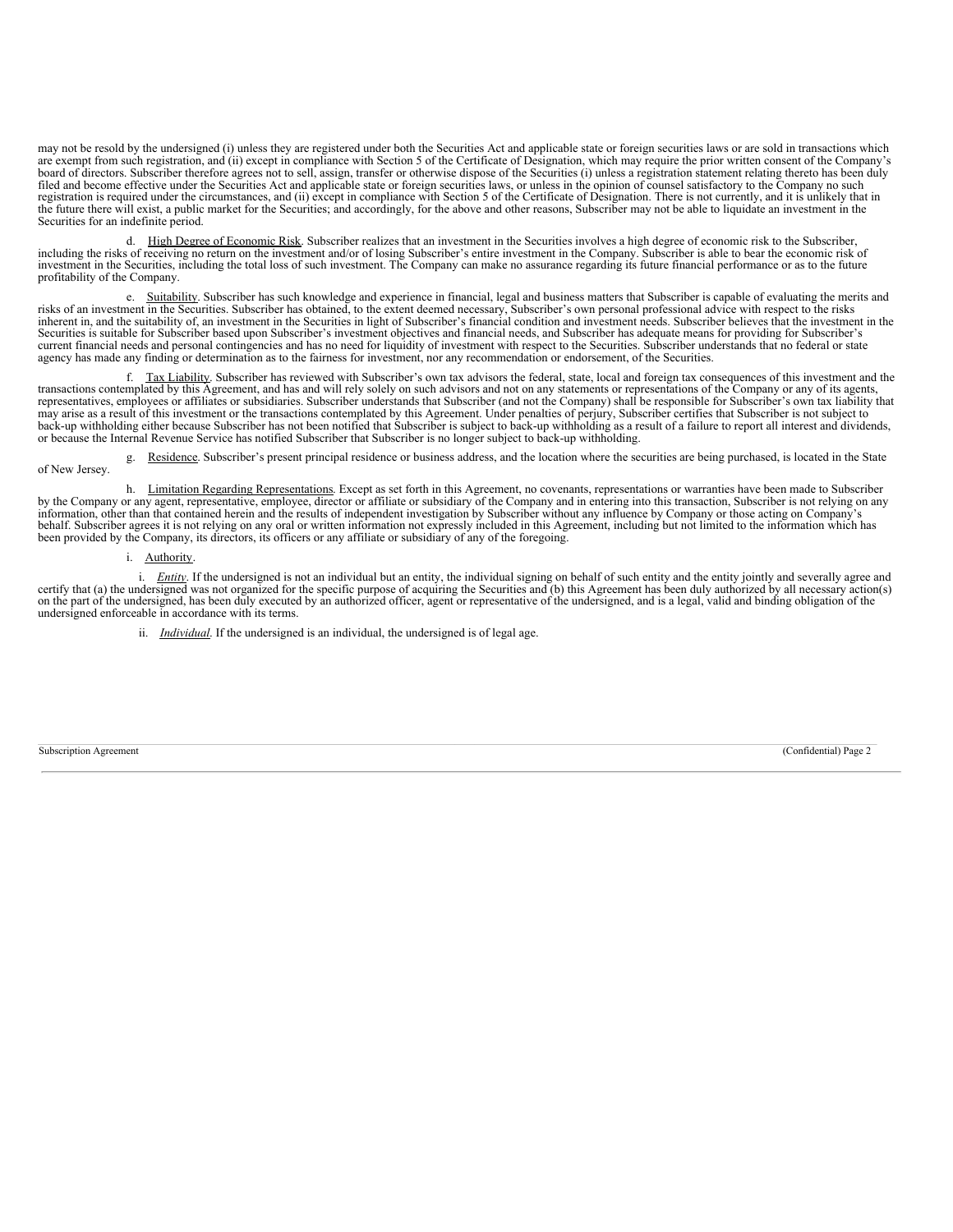may not be resold by the undersigned (i) unless they are registered under both the Securities Act and applicable state or foreign securities laws or are sold in transactions which are exempt from such registration, and (ii) except in compliance with Section 5 of the Certificate of Designation, which may require the prior written consent of the Company's board of directors. Subscriber therefore agrees not to sell, assign, transfer or otherwise dispose of the Securities (i) unless a registration statement relating thereto has been duly filed and become effective under the Securities Act and applicable state or foreign securities laws, or unless in the opinion of counsel satisfactory to the Company no such registration is required under the circumstances, and (ii) except in compliance with Section 5 of the Certificate of Designation. There is not currently, and it is unlikely that in the future there will exist, a public market for the Securities; and accordingly, for the above and other reasons, Subscriber may not be able to liquidate an investment in the Securities for an indefinite period.

d. High Degree of Economic Risk. Subscriber realizes that an investment in the Securities involves a high degree of economic risk to the Subscriber, including the risks of receiving no return on the investment and/or of losing Subscriber's entire investment in the Company. Subscriber is able to bear the economic risk of investment in the Securities, including the total loss of such investment. The Company can make no assurance regarding its future financial performance or as to the future profitability of the Company.

e. Suitability. Subscriber has such knowledge and experience in financial, legal and business matters that Subscriber is capable of evaluating the merits and risks of an investment in the Securities. Subscriber has obtained, to the extent deemed necessary, Subscriber's own personal professional advice with respect to the risks inherent in, and the suitability of, an investment in the Securities in light of Subscriber's financial condition and investment needs. Subscriber believes that the investment in the Securities is suitable for Subscriber based upon Subscriber's investment objectives and financial needs, and Subscriber has adequate means for providing for Subscriber's current financial needs and personal contingencies and has no need for liquidity of investment with respect to the Securities. Subscriber understands that no federal or state agency has made any finding or determination as to the fairness for investment, nor any recommendation or endorsement, of the Securities.

f. Tax Liability. Subscriber has reviewed with Subscriber's own tax advisors the federal, state, local and foreign tax consequences of this investment and the transactions contemplated by this Agreement, and has and will rely solely on such advisors and not on any statements or representations of the Company or any of its agents, representatives, employees or affiliates or subsidiaries. Subscriber understands that Subscriber (and not the Company) shall be responsible for Subscriber's own tax liability that may arise as a result of this investment or the transactions contemplated by this Agreement. Under penalties of perjury, Subscriber certifies that Subscriber is not subject to back-up withholding either because Subscriber has not been notified that Subscriber is subject to back-up withholding as a result of a failure to report all interest and dividends, or because the Internal Revenue Service has notified Subscriber that Subscriber is no longer subject to back-up withholding.

g. Residence. Subscriber's present principal residence or business address, and the location where the securities are being purchased, is located in the State of New Jersey.

h. Limitation Regarding Representations. Except as set forth in this Agreement, no covenants, representations or warranties have been made to Subscriber by the Company or any agent, representative, employee, director or affiliate or subsidiary of the Company and in entering into this transaction, Subscriber is not relying on any information, other than that contained herein and the results of independent investigation by Subscriber without any influence by Company or those acting on Company's behalf. Subscriber agrees it is not relying on any oral or written information not expressly included in this Agreement, including but not limited to the information which has been provided by the Company, its directors, its officers or any affiliate or subsidiary of any of the foregoing.

i. Authority.

i. *Entity*. If the undersigned is not an individual but an entity, the individual signing on behalf of such entity and the entity jointly and severally agree and certify that (a) the undersigned was not organized for the specific purpose of acquiring the Securities and (b) this Agreement has been duly authorized by all necessary action(s) on the part of the undersigned, has been duly executed by an authorized officer, agent or representative of the undersigned, and is a legal, valid and binding obligation of the undersigned enforceable in accordance with its terms.

ii. *Individual*. If the undersigned is an individual, the undersigned is of legal age.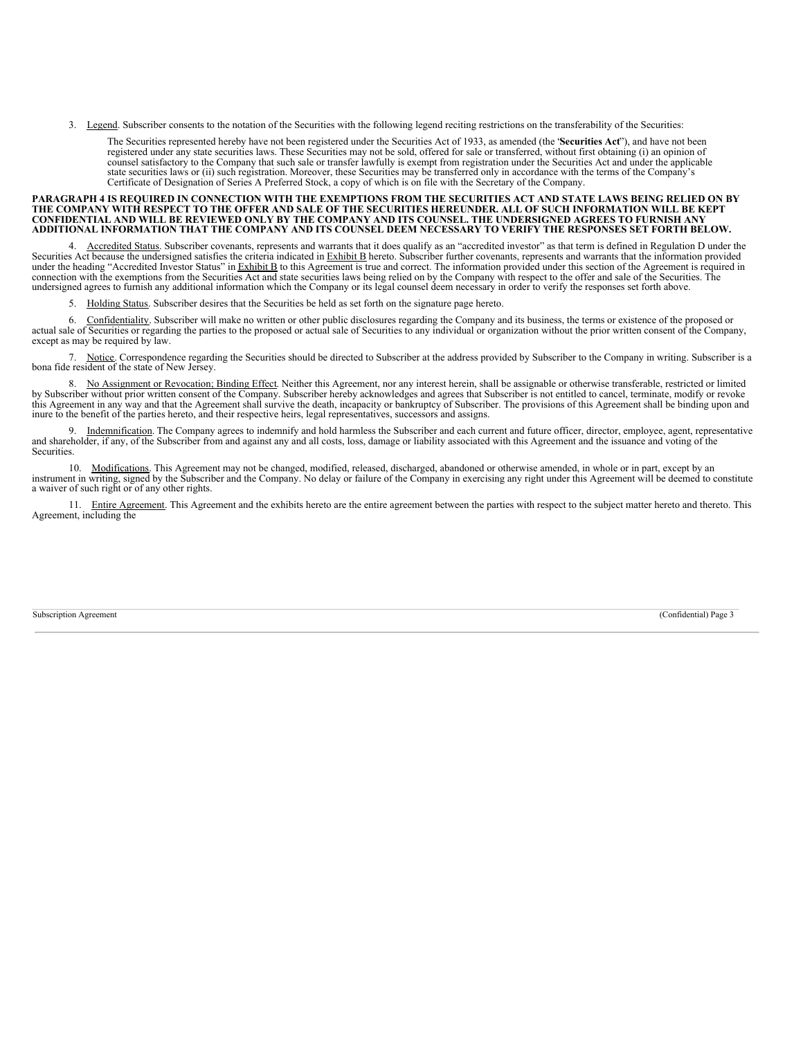3. Legend. Subscriber consents to the notation of the Securities with the following legend reciting restrictions on the transferability of the Securities:

> The Securities represented hereby have not been registered under the Securities Act of 1933, as amended (the '**Securities Act**"), and have not been registered under any state securities laws. These Securities may not be sold, offered for sale or transferred, without first obtaining (i) an opinion of counsel satisfactory to the Company that such sale or transfer lawfully is exempt from registration under the Securities Act and under the applicable state securities laws or (ii) such registration. Moreover, these Securities may be transferred only in accordance with the terms of the Company's Certificate of Designation of Series A Preferred Stock, a copy of which is on file with the Secretary of the Company.

**PARAGRAPH 4 IS REQUIRED IN CONNECTION WITH THE EXEMPTIONS FROM THE SECURITIES ACT AND STATE LAWS BEING RELIED ON BY THE COMPANY WITH RESPECT TO THE OFFER AND SALE OF THE SECURITIES HEREUNDER. ALL OF SUCH INFORMATION WILL BE KEPT CONFIDENTIAL AND WILL BE REVIEWED ONLY BY THE COMPANY AND ITS COUNSEL. THE UNDERSIGNED AGREES TO FURNISH ANY ADDITIONAL INFORMATION THAT THE COMPANY AND ITS COUNSEL DEEM NECESSARY TO VERIFY THE RESPONSES SET FORTH BELOW.**

4. Accredited Status. Subscriber covenants, represents and warrants that it does qualify as an "accredited investor" as that term is defined in Regulation D under the Securities Act because the undersigned satisfies the criteria indicated in Exhibit B hereto. Subscriber further covenants, represents and warrants that the information provided under the heading "Accredited Investor Status" in Exhibit B to this Agreement is true and correct. The information provided under this section of the Agreement is required in connection with the exemptions from the Securities Act and state securities laws being relied on by the Company with respect to the offer and sale of the Securities. The undersigned agrees to furnish any additional information which the Company or its legal counsel deem necessary in order to verify the responses set forth above.

5. Holding Status. Subscriber desires that the Securities be held as set forth on the signature page hereto.

6. Confidentiality. Subscriber will make no written or other public disclosures regarding the Company and its business, the terms or existence of the proposed or actual sale of Securities or regarding the parties to the proposed or actual sale of Securities to any individual or organization without the prior written consent of the Company, except as may be required by law.

7. Notice. Correspondence regarding the Securities should be directed to Subscriber at the address provided by Subscriber to the Company in writing. Subscriber is a bona fide resident of the state of New Jersey.

8. No Assignment or Revocation; Binding Effect. Neither this Agreement, nor any interest herein, shall be assignable or otherwise transferable, restricted or limited by Subscriber without prior written consent of the Company. Subscriber hereby acknowledges and agrees that Subscriber is not entitled to cancel, terminate, modify or revoke this Agreement in any way and that the Agreement shall survive the death, incapacity or bankruptcy of Subscriber. The provisions of this Agreement shall be binding upon and inure to the benefit of the parties hereto, and their respective heirs, legal representatives, successors and assigns.

9. Indemnification. The Company agrees to indemnify and hold harmless the Subscriber and each current and future officer, director, employee, agent, representative and shareholder, if any, of the Subscriber from and against any and all costs, loss, damage or liability associated with this Agreement and the issuance and voting of the Securities.

10. Modifications. This Agreement may not be changed, modified, released, discharged, abandoned or otherwise amended, in whole or in part, except by an instrument in writing, signed by the Subscriber and the Company. No delay or failure of the Company in exercising any right under this Agreement will be deemed to constitute a waiver of such right or of any other rights.

11. Entire Agreement. This Agreement and the exhibits hereto are the entire agreement between the parties with respect to the subject matter hereto and thereto. This Agreement, including the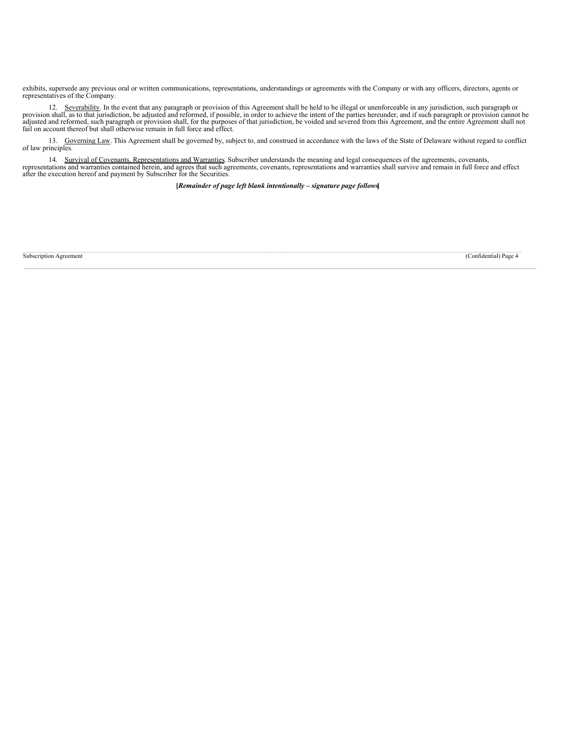exhibits, supersede any previous oral or written communications, representations, understandings or agreements with the Company or with any officers, directors, agents or representatives of the Company.

12. Severability. In the event that any paragraph or provision of this Agreement shall be held to be illegal or unenforceable in any jurisdiction, such paragraph or provision shall, as to that jurisdiction, be adjusted and reformed, if possible, in order to achieve the intent of the parties hereunder, and if such paragraph or provision cannot be adjusted and reformed, such paragraph or provision shall, for the purposes of that jurisdiction, be voided and severed from this Agreement, and the entire Agreement shall not fail on account thereof but shall otherwise remain in full force and effect.

13. Governing Law. This Agreement shall be governed by, subject to, and construed in accordance with the laws of the State of Delaware without regard to conflict of law principles.

14. Survival of Covenants, Representations and Warranties. Subscriber understands the meaning and legal consequences of the agreements, covenants, representations and warranties contained herein, and agrees that such agreements, covenants, representations and warranties shall survive and remain in full force and effect after the execution hereof and payment by Subscriber for the Securities.

**[*Remainder of page left blank intentionally – signature page follows*]**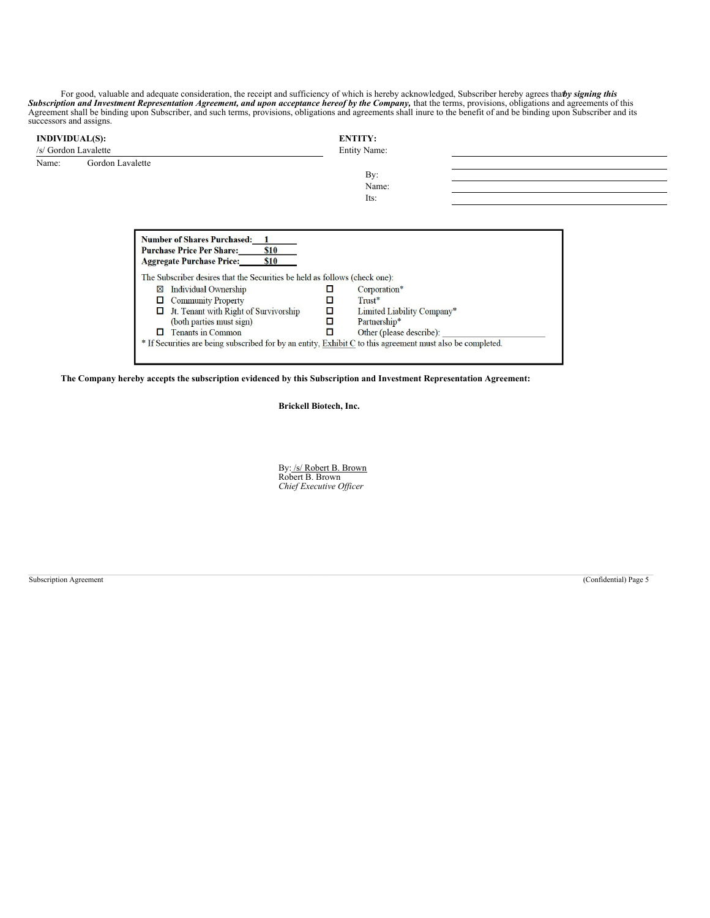For good, valuable and adequate consideration, the receipt and sufficiency of which is hereby acknowledged, Subscriber hereby agrees that ***by signing this Subscription and Investment Representation Agreement, and upon acceptance hereof by the Company,*** that the terms, provisions, obligations and agreements of this Agreement shall be binding upon Subscriber, and such terms, provisions, obligations and agreements shall inure to the benefit of and be binding upon Subscriber and its successors and assigns.

**INDIVIDUAL(S):**

/s/ Gordon Lavalette

Name: Gordon Lavalette

**ENTITY:**

Entity Name: \_\_\_\_\_\_\_\_\_\_\_\_\_\_\_\_\_\_\_\_

By: \_\_\_\_\_\_\_\_\_\_\_\_\_\_\_\_\_\_\_\_

Name: \_\_\_\_\_\_\_\_\_\_\_\_\_\_\_\_\_\_\_\_

Its: \_\_\_\_\_\_\_\_\_\_\_\_\_\_\_\_\_\_\_\_

**Number of Shares Purchased:** 1
**Purchase Price Per Share:** $10
**Aggregate Purchase Price:** $10

The Subscriber desires that the Securities be held as follows (check one):

| | |
|---|---|
| ☒ Individual Ownership | ☐ Corporation* |
| ☐ Community Property | ☐ Trust* |
| ☐ Jt. Tenant with Right of Survivorship (both parties must sign) | ☐ Limited Liability Company* |
| | ☐ Partnership* |
| ☐ Tenants in Common | ☐ Other (please describe): \_\_\_\_\_\_\_\_\_\_ |

\* If Securities are being subscribed for by an entity, Exhibit C to this agreement must also be completed.

**The Company hereby accepts the subscription evidenced by this Subscription and Investment Representation Agreement:**

**Brickell Biotech, Inc.**

By: /s/ Robert B. Brown
Robert B. Brown
*Chief Executive Officer*